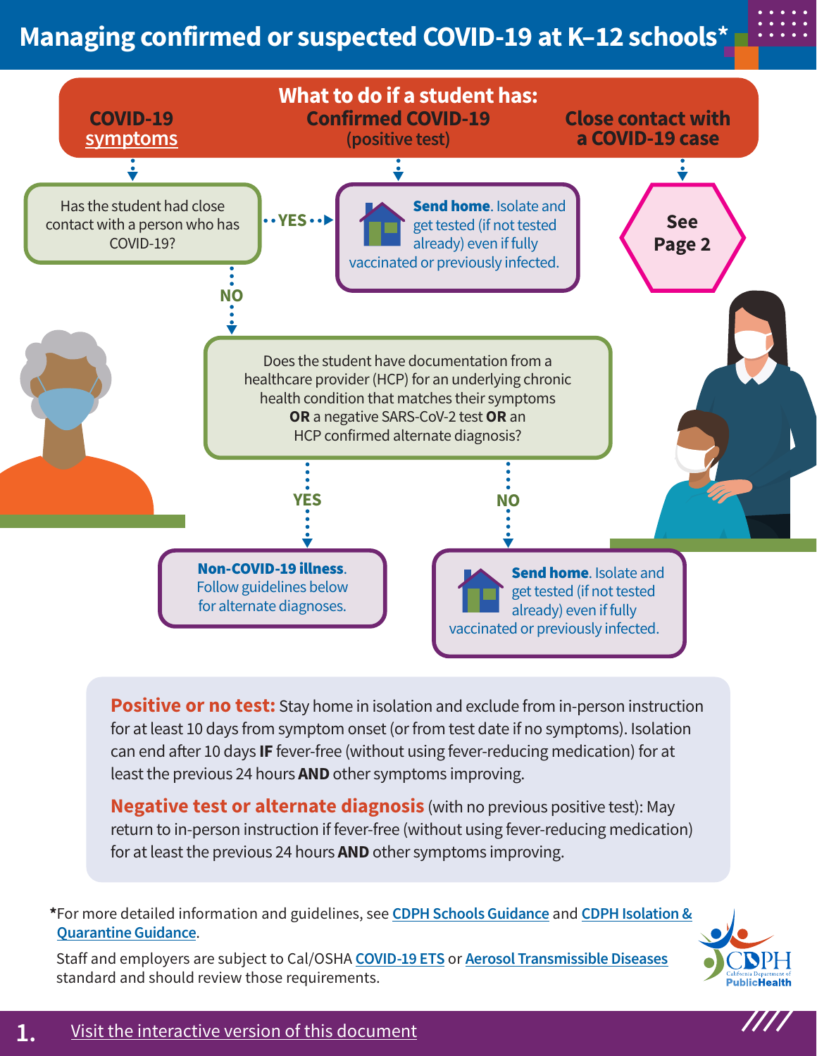# Managing confirmed or suspected COVID-19 at K–12 schools*

## What to do if a student has:

**COVID-19 symptoms** | **Confirmed COVID-19** (positive test) | **Close contact with a COVID-19 case**

**COVID-19 symptoms:**

Has the student had close contact with a person who has COVID-19?

- **YES** → **Send home**. Isolate and get tested (if not tested already) even if fully vaccinated or previously infected.
- **NO** → Does the student have documentation from a healthcare provider (HCP) for an underlying chronic health condition that matches their symptoms **OR** a negative SARS-CoV-2 test **OR** an HCP confirmed alternate diagnosis?
  - **YES** → **Non-COVID-19 illness**. Follow guidelines below for alternate diagnoses.
  - **NO** → **Send home**. Isolate and get tested (if not tested already) even if fully vaccinated or previously infected.

**Confirmed COVID-19 (positive test):** → **Send home**. Isolate and get tested (if not tested already) even if fully vaccinated or previously infected.

**Close contact with a COVID-19 case:** → See Page 2

**Positive or no test:** Stay home in isolation and exclude from in-person instruction for at least 10 days from symptom onset (or from test date if no symptoms). Isolation can end after 10 days **IF** fever-free (without using fever-reducing medication) for at least the previous 24 hours **AND** other symptoms improving.

**Negative test or alternate diagnosis** (with no previous positive test): May return to in-person instruction if fever-free (without using fever-reducing medication) for at least the previous 24 hours **AND** other symptoms improving.

*For more detailed information and guidelines, see CDPH Schools Guidance and CDPH Isolation & Quarantine Guidance.

Staff and employers are subject to Cal/OSHA COVID-19 ETS or Aerosol Transmissible Diseases standard and should review those requirements.

Visit the interactive version of this document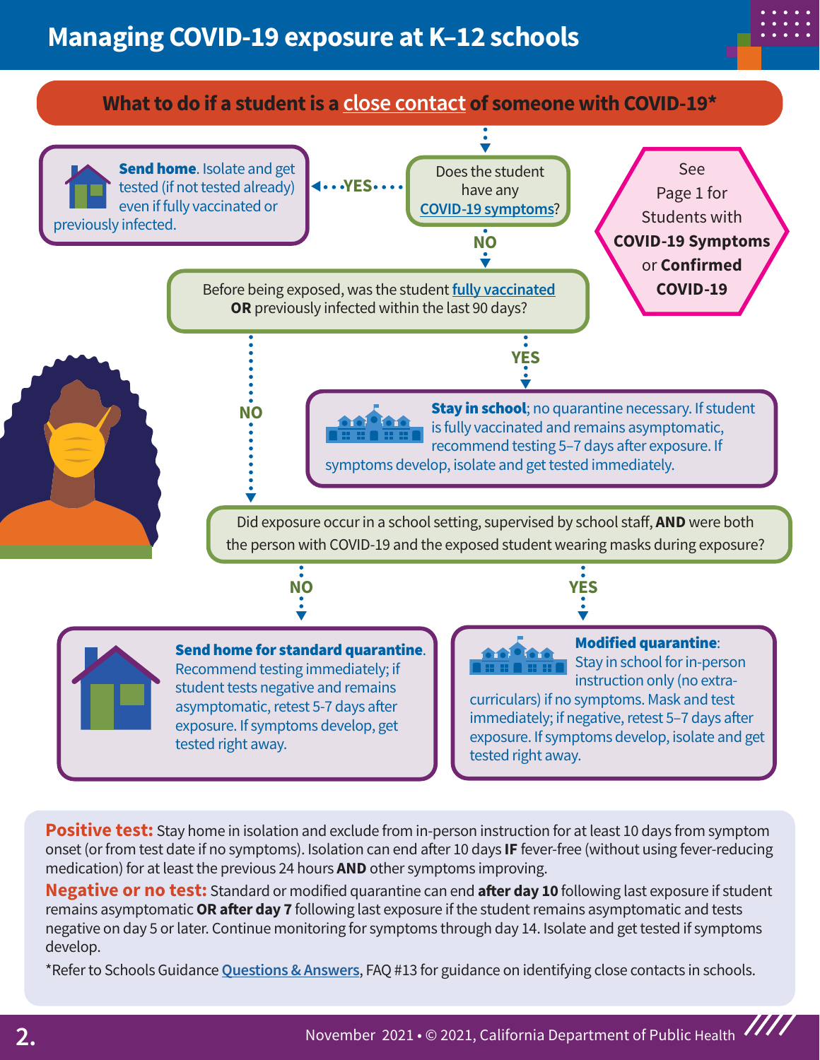# Managing COVID-19 exposure at K–12 schools

## What to do if a student is a close contact of someone with COVID-19*

Does the student have any COVID-19 symptoms?

**YES** → **Send home**. Isolate and get tested (if not tested already) even if fully vaccinated or previously infected.

**NO** → Before being exposed, was the student fully vaccinated **OR** previously infected within the last 90 days?

See Page 1 for Students with **COVID-19 Symptoms** or **Confirmed COVID-19**

**YES** → **Stay in school**; no quarantine necessary. If student is fully vaccinated and remains asymptomatic, recommend testing 5–7 days after exposure. If symptoms develop, isolate and get tested immediately.

**NO** → Did exposure occur in a school setting, supervised by school staff, **AND** were both the person with COVID-19 and the exposed student wearing masks during exposure?

**NO** → **Send home for standard quarantine**. Recommend testing immediately; if student tests negative and remains asymptomatic, retest 5-7 days after exposure. If symptoms develop, get tested right away.

**YES** → **Modified quarantine**: Stay in school for in-person instruction only (no extra-curriculars) if no symptoms. Mask and test immediately; if negative, retest 5–7 days after exposure. If symptoms develop, isolate and get tested right away.

**Positive test:** Stay home in isolation and exclude from in-person instruction for at least 10 days from symptom onset (or from test date if no symptoms). Isolation can end after 10 days **IF** fever-free (without using fever-reducing medication) for at least the previous 24 hours **AND** other symptoms improving.

**Negative or no test:** Standard or modified quarantine can end **after day 10** following last exposure if student remains asymptomatic **OR after day 7** following last exposure if the student remains asymptomatic and tests negative on day 5 or later. Continue monitoring for symptoms through day 14. Isolate and get tested if symptoms develop.

*Refer to Schools Guidance Questions & Answers, FAQ #13 for guidance on identifying close contacts in schools.

November 2021 • © 2021, California Department of Public Health